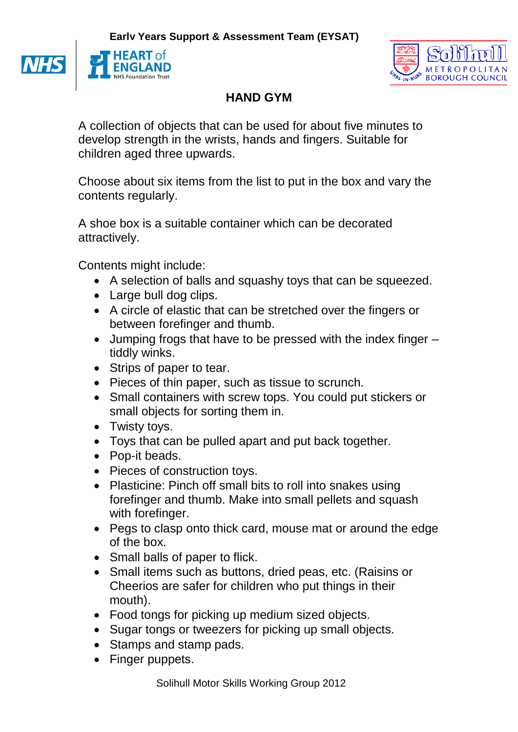Early Years Support & Assessment Team (EYSAT)

# HAND GYM

A collection of objects that can be used for about five minutes to develop strength in the wrists, hands and fingers. Suitable for children aged three upwards.

Choose about six items from the list to put in the box and vary the contents regularly.

A shoe box is a suitable container which can be decorated attractively.

Contents might include:

- A selection of balls and squashy toys that can be squeezed.
- Large bull dog clips.
- A circle of elastic that can be stretched over the fingers or between forefinger and thumb.
- Jumping frogs that have to be pressed with the index finger – tiddly winks.
- Strips of paper to tear.
- Pieces of thin paper, such as tissue to scrunch.
- Small containers with screw tops. You could put stickers or small objects for sorting them in.
- Twisty toys.
- Toys that can be pulled apart and put back together.
- Pop-it beads.
- Pieces of construction toys.
- Plasticine: Pinch off small bits to roll into snakes using forefinger and thumb. Make into small pellets and squash with forefinger.
- Pegs to clasp onto thick card, mouse mat or around the edge of the box.
- Small balls of paper to flick.
- Small items such as buttons, dried peas, etc. (Raisins or Cheerios are safer for children who put things in their mouth).
- Food tongs for picking up medium sized objects.
- Sugar tongs or tweezers for picking up small objects.
- Stamps and stamp pads.
- Finger puppets.

Solihull Motor Skills Working Group 2012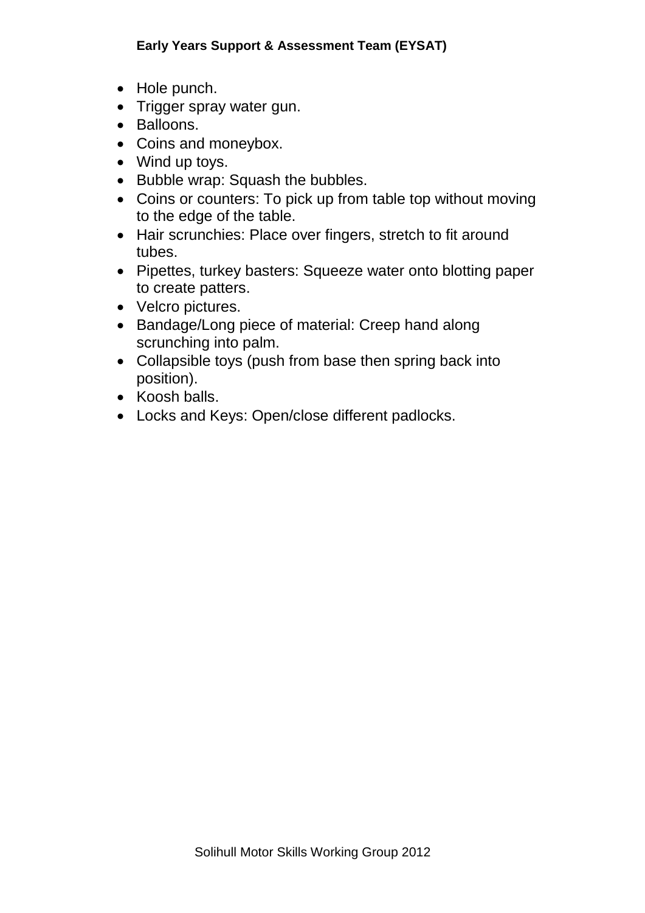- Hole punch.
- Trigger spray water gun.
- Balloons.
- Coins and moneybox.
- Wind up toys.
- Bubble wrap: Squash the bubbles.
- Coins or counters: To pick up from table top without moving to the edge of the table.
- Hair scrunchies: Place over fingers, stretch to fit around tubes.
- Pipettes, turkey basters: Squeeze water onto blotting paper to create patters.
- Velcro pictures.
- Bandage/Long piece of material: Creep hand along scrunching into palm.
- Collapsible toys (push from base then spring back into position).
- Koosh balls.
- Locks and Keys: Open/close different padlocks.